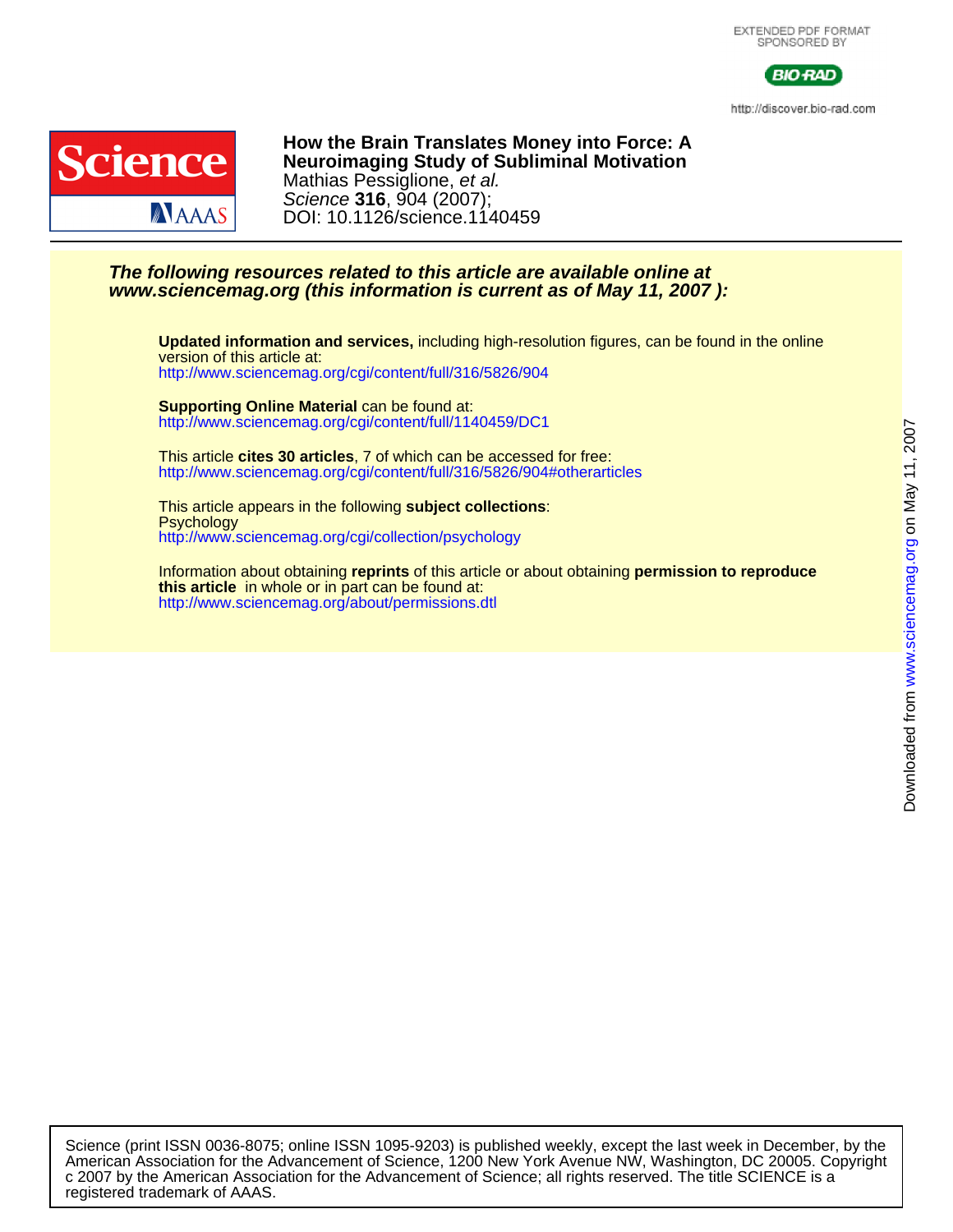EXTENDED PDF FORMAT
SPONSORED BY

BIO-RAD

http://discover.bio-rad.com

# How the Brain Translates Money into Force: A Neuroimaging Study of Subliminal Motivation

Mathias Pessiglione, *et al.*

*Science* **316**, 904 (2007);

DOI: 10.1126/science.1140459

***The following resources related to this article are available online at www.sciencemag.org (this information is current as of May 11, 2007 ):***

**Updated information and services,** including high-resolution figures, can be found in the online version of this article at:
http://www.sciencemag.org/cgi/content/full/316/5826/904

**Supporting Online Material** can be found at:
http://www.sciencemag.org/cgi/content/full/1140459/DC1

This article **cites 30 articles**, 7 of which can be accessed for free:
http://www.sciencemag.org/cgi/content/full/316/5826/904#otherarticles

This article appears in the following **subject collections**:
Psychology
http://www.sciencemag.org/cgi/collection/psychology

Information about obtaining **reprints** of this article or about obtaining **permission to reproduce this article** in whole or in part can be found at:
http://www.sciencemag.org/about/permissions.dtl

Downloaded from www.sciencemag.org on May 11, 2007

Science (print ISSN 0036-8075; online ISSN 1095-9203) is published weekly, except the last week in December, by the American Association for the Advancement of Science, 1200 New York Avenue NW, Washington, DC 20005. Copyright c 2007 by the American Association for the Advancement of Science; all rights reserved. The title SCIENCE is a registered trademark of AAAS.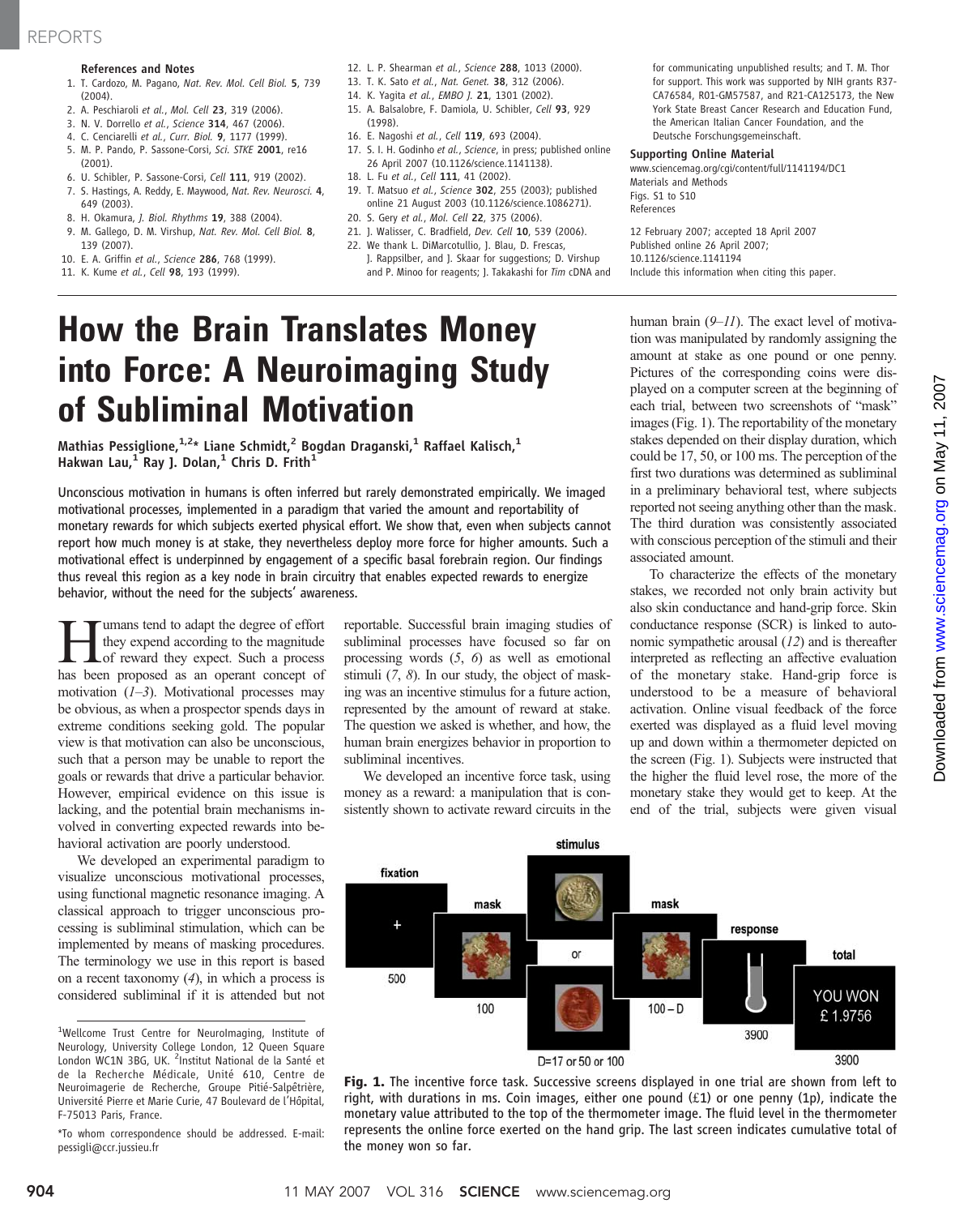## References and Notes

1. T. Cardozo, M. Pagano, *Nat. Rev. Mol. Cell Biol.* **5**, 739 (2004).
2. A. Peschiaroli *et al.*, *Mol. Cell* **23**, 319 (2006).
3. N. V. Dorrello *et al.*, *Science* **314**, 467 (2006).
4. C. Cenciarelli *et al.*, *Curr. Biol.* **9**, 1177 (1999).
5. M. P. Pando, P. Sassone-Corsi, *Sci. STKE* **2001**, re16 (2001).
6. U. Schibler, P. Sassone-Corsi, *Cell* **111**, 919 (2002).
7. S. Hastings, A. Reddy, E. Maywood, *Nat. Rev. Neurosci.* **4**, 649 (2003).
8. H. Okamura, *J. Biol. Rhythms* **19**, 388 (2004).
9. M. Gallego, D. M. Virshup, *Nat. Rev. Mol. Cell Biol.* **8**, 139 (2007).
10. E. A. Griffin *et al.*, *Science* **286**, 768 (1999).
11. K. Kume *et al.*, *Cell* **98**, 193 (1999).
12. L. P. Shearman *et al.*, *Science* **288**, 1013 (2000).
13. T. K. Sato *et al.*, *Nat. Genet.* **38**, 312 (2006).
14. K. Yagita *et al.*, *EMBO J.* **21**, 1301 (2002).
15. A. Balsalobre, F. Damiola, U. Schibler, *Cell* **93**, 929 (1998).
16. E. Nagoshi *et al.*, *Cell* **119**, 693 (2004).
17. S. I. H. Godinho *et al.*, *Science*, in press; published online 26 April 2007 (10.1126/science.1141138).
18. L. Fu *et al.*, *Cell* **111**, 41 (2002).
19. T. Matsuo *et al.*, *Science* **302**, 255 (2003); published online 21 August 2003 (10.1126/science.1086271).
20. S. Gery *et al.*, *Mol. Cell* **22**, 375 (2006).
21. J. Walisser, C. Bradfield, *Dev. Cell* **10**, 539 (2006).
22. We thank L. DiMarcotullio, J. Blau, D. Frescas, J. Rappsilber, and J. Skaar for suggestions; D. Virshup and P. Minoo for reagents; J. Takakashi for *Tim* cDNA and for communicating unpublished results; and T. M. Thor for support. This work was supported by NIH grants R37-CA76584, R01-GM57587, and R21-CA125173, the New York State Breast Cancer Research and Education Fund, the American Italian Cancer Foundation, and the Deutsche Forschungsgemeinschaft.

**Supporting Online Material**
www.sciencemag.org/cgi/content/full/1141194/DC1
Materials and Methods
Figs. S1 to S10
References

12 February 2007; accepted 18 April 2007
Published online 26 April 2007;
10.1126/science.1141194
Include this information when citing this paper.

# How the Brain Translates Money into Force: A Neuroimaging Study of Subliminal Motivation

**Mathias Pessiglione,[1,2]* Liane Schmidt,[2] Bogdan Draganski,[1] Raffael Kalisch,[1] Hakwan Lau,[1] Ray J. Dolan,[1] Chris D. Frith[1]**

Unconscious motivation in humans is often inferred but rarely demonstrated empirically. We imaged motivational processes, implemented in a paradigm that varied the amount and reportability of monetary rewards for which subjects exerted physical effort. We show that, even when subjects cannot report how much money is at stake, they nevertheless deploy more force for higher amounts. Such a motivational effect is underpinned by engagement of a specific basal forebrain region. Our findings thus reveal this region as a key node in brain circuitry that enables expected rewards to energize behavior, without the need for the subjects' awareness.

Humans tend to adapt the degree of effort they expend according to the magnitude of reward they expect. Such a process has been proposed as an operant concept of motivation (*1*–*3*). Motivational processes may be obvious, as when a prospector spends days in extreme conditions seeking gold. The popular view is that motivation can also be unconscious, such that a person may be unable to report the goals or rewards that drive a particular behavior. However, empirical evidence on this issue is lacking, and the potential brain mechanisms involved in converting expected rewards into behavioral activation are poorly understood.

We developed an experimental paradigm to visualize unconscious motivational processes, using functional magnetic resonance imaging. A classical approach to trigger unconscious processing is subliminal stimulation, which can be implemented by means of masking procedures. The terminology we use in this report is based on a recent taxonomy (*4*), in which a process is considered subliminal if it is attended but not reportable. Successful brain imaging studies of subliminal processes have focused so far on processing words (*5*, *6*) as well as emotional stimuli (*7*, *8*). In our study, the object of masking was an incentive stimulus for a future action, represented by the amount of reward at stake. The question we asked is whether, and how, the human brain energizes behavior in proportion to subliminal incentives.

We developed an incentive force task, using money as a reward: a manipulation that is consistently shown to activate reward circuits in the human brain (*9*–*11*). The exact level of motivation was manipulated by randomly assigning the amount at stake as one pound or one penny. Pictures of the corresponding coins were displayed on a computer screen at the beginning of each trial, between two screenshots of "mask" images (Fig. 1). The reportability of the monetary stakes depended on their display duration, which could be 17, 50, or 100 ms. The perception of the first two durations was determined as subliminal in a preliminary behavioral test, where subjects reported not seeing anything other than the mask. The third duration was consistently associated with conscious perception of the stimuli and their associated amount.

To characterize the effects of the monetary stakes, we recorded not only brain activity but also skin conductance and hand-grip force. Skin conductance response (SCR) is linked to autonomic sympathetic arousal (*12*) and is thereafter interpreted as reflecting an affective evaluation of the monetary stake. Hand-grip force is understood to be a measure of behavioral activation. Online visual feedback of the force exerted was displayed as a fluid level moving up and down within a thermometer depicted on the screen (Fig. 1). Subjects were instructed that the higher the fluid level rose, the more of the monetary stake they would get to keep. At the end of the trial, subjects were given visual

**Fig. 1.** The incentive force task. Successive screens displayed in one trial are shown from left to right, with durations in ms. Coin images, either one pound (£1) or one penny (1p), indicate the monetary value attributed to the top of the thermometer image. The fluid level in the thermometer represents the online force exerted on the hand grip. The last screen indicates cumulative total of the money won so far.

---

[1]Wellcome Trust Centre for NeuroImaging, Institute of Neurology, University College London, 12 Queen Square London WC1N 3BG, UK. [2]Institut National de la Santé et de la Recherche Médicale, Unité 610, Centre de Neuroimagerie de Recherche, Groupe Pitié-Salpêtrière, Université Pierre et Marie Curie, 47 Boulevard de l'Hôpital, F-75013 Paris, France.

*To whom correspondence should be addressed. E-mail: pessigli@ccr.jussieu.fr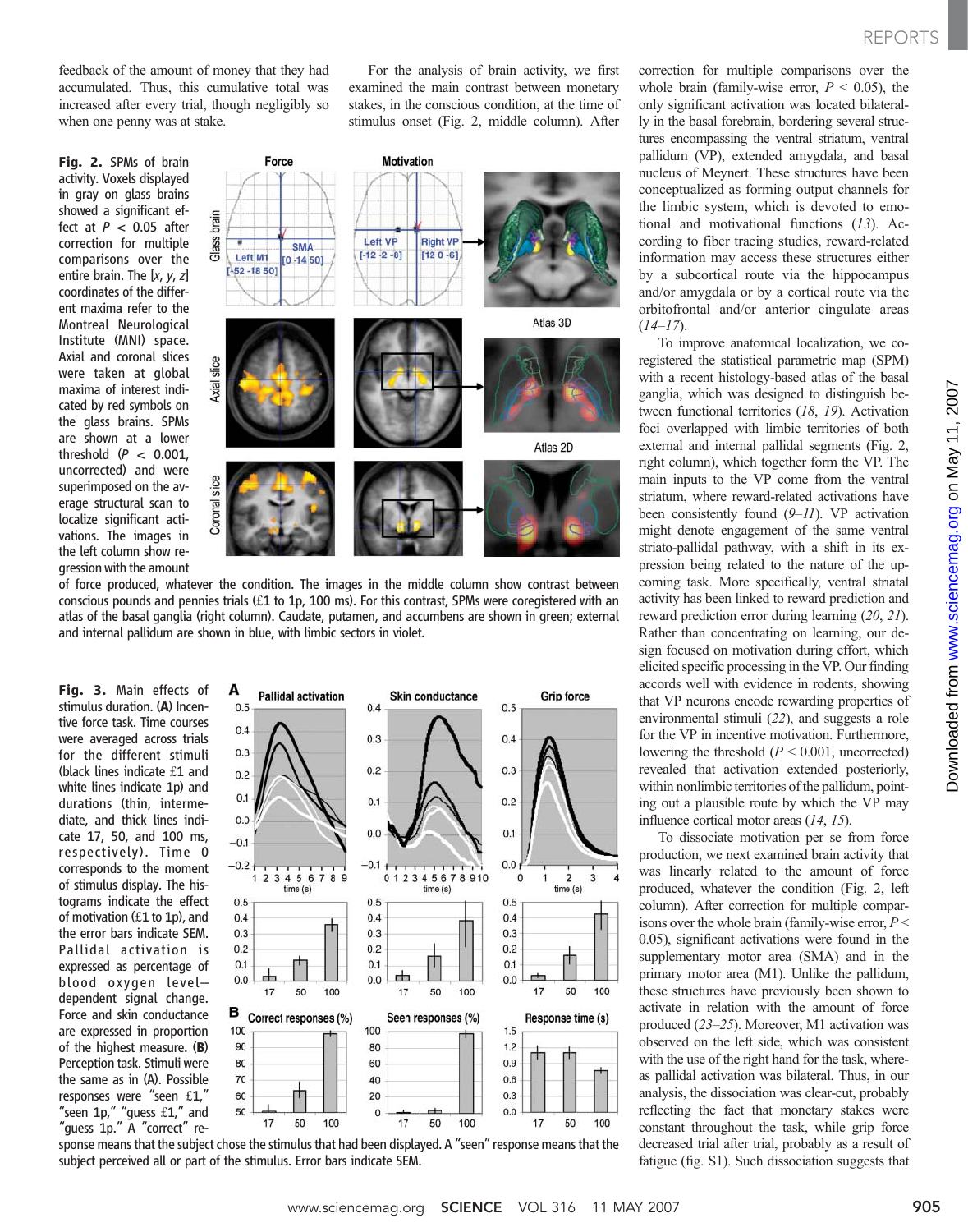feedback of the amount of money that they had accumulated. Thus, this cumulative total was increased after every trial, though negligibly so when one penny was at stake.

For the analysis of brain activity, we first examined the main contrast between monetary stakes, in the conscious condition, at the time of stimulus onset (Fig. 2, middle column). After correction for multiple comparisons over the whole brain (family-wise error, $P < 0.05$), the only significant activation was located bilaterally in the basal forebrain, bordering several structures encompassing the ventral striatum, ventral pallidum (VP), extended amygdala, and basal nucleus of Meynert. These structures have been conceptualized as forming output channels for the limbic system, which is devoted to emotional and motivational functions (*13*). According to fiber tracing studies, reward-related information may access these structures either by a subcortical route via the hippocampus and/or amygdala or by a cortical route via the orbitofrontal and/or anterior cingulate areas (*14*–*17*).

**Fig. 2.** SPMs of brain activity. Voxels displayed in gray on glass brains showed a significant effect at $P < 0.05$ after correction for multiple comparisons over the entire brain. The [*x*, *y*, *z*] coordinates of the different maxima refer to the Montreal Neurological Institute (MNI) space. Axial and coronal slices were taken at global maxima of interest indicated by red symbols on the glass brains. SPMs are shown at a lower threshold ($P < 0.001$, uncorrected) and were superimposed on the average structural scan to localize significant activations. The images in the left column show regression with the amount of force produced, whatever the condition. The images in the middle column show contrast between conscious pounds and pennies trials (£1 to 1p, 100 ms). For this contrast, SPMs were coregistered with an atlas of the basal ganglia (right column). Caudate, putamen, and accumbens are shown in green; external and internal pallidum are shown in blue, with limbic sectors in violet.

To improve anatomical localization, we coregistered the statistical parametric map (SPM) with a recent histology-based atlas of the basal ganglia, which was designed to distinguish between functional territories (*18*, *19*). Activation foci overlapped with limbic territories of both external and internal pallidal segments (Fig. 2, right column), which together form the VP. The main inputs to the VP come from the ventral striatum, where reward-related activations have been consistently found (*9*–*11*). VP activation might denote engagement of the same ventral striato-pallidal pathway, with a shift in its expression being related to the nature of the upcoming task. More specifically, ventral striatal activity has been linked to reward prediction and reward prediction error during learning (*20*, *21*). Rather than concentrating on learning, our design focused on motivation during effort, which elicited specific processing in the VP. Our finding accords well with evidence in rodents, showing that VP neurons encode rewarding properties of environmental stimuli (*22*), and suggests a role for the VP in incentive motivation. Furthermore, lowering the threshold ($P < 0.001$, uncorrected) revealed that activation extended posteriorly, within nonlimbic territories of the pallidum, pointing out a plausible route by which the VP may influence cortical motor areas (*14*, *15*).

To dissociate motivation per se from force production, we next examined brain activity that was linearly related to the amount of force produced, whatever the condition (Fig. 2, left column). After correction for multiple comparisons over the whole brain (family-wise error, $P < 0.05$), significant activations were found in the supplementary motor area (SMA) and in the primary motor area (M1). Unlike the pallidum, these structures have previously been shown to activate in relation with the amount of force produced (*23*–*25*). Moreover, M1 activation was observed on the left side, which was consistent with the use of the right hand for the task, whereas pallidal activation was bilateral. Thus, in our analysis, the dissociation was clear-cut, probably reflecting the fact that monetary stakes were constant throughout the task, while grip force decreased trial after trial, probably as a result of fatigue (fig. S1). Such dissociation suggests that

**Fig. 3.** Main effects of stimulus duration. (**A**) Incentive force task. Time courses were averaged across trials for the different stimuli (black lines indicate £1 and white lines indicate 1p) and durations (thin, intermediate, and thick lines indicate 17, 50, and 100 ms, respectively). Time 0 corresponds to the moment of stimulus display. The histograms indicate the effect of motivation (£1 to 1p), and the error bars indicate SEM. Pallidal activation is expressed as percentage of blood oxygen level–dependent signal change. Force and skin conductance are expressed in proportion of the highest measure. (**B**) Perception task. Stimuli were the same as in (A). Possible responses were "seen £1," "seen 1p," "guess £1," and "guess 1p." A "correct" response means that the subject chose the stimulus that had been displayed. A "seen" response means that the subject perceived all or part of the stimulus. Error bars indicate SEM.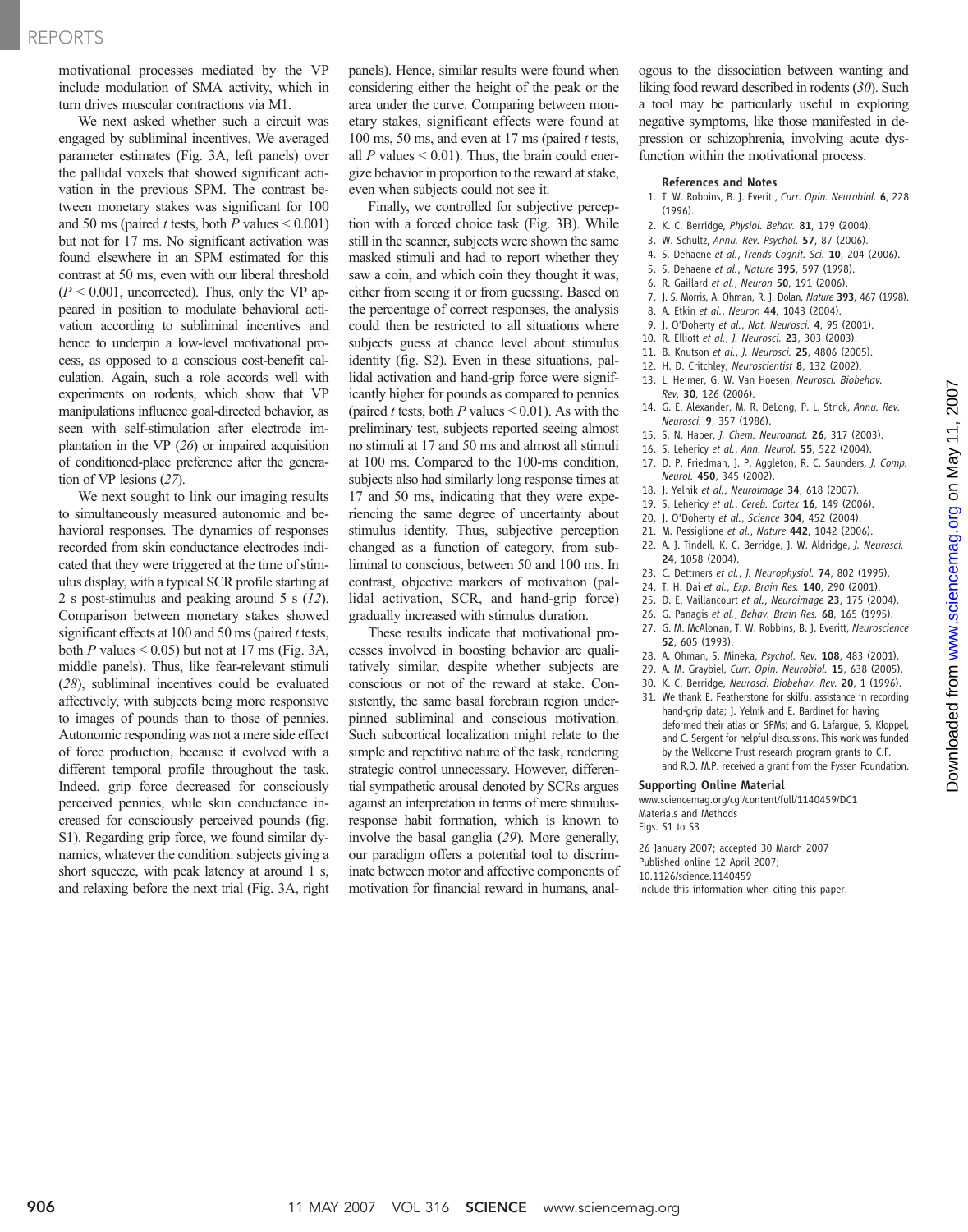motivational processes mediated by the VP include modulation of SMA activity, which in turn drives muscular contractions via M1.

We next asked whether such a circuit was engaged by subliminal incentives. We averaged parameter estimates (Fig. 3A, left panels) over the pallidal voxels that showed significant activation in the previous SPM. The contrast between monetary stakes was significant for 100 and 50 ms (paired *t* tests, both *P* values < 0.001) but not for 17 ms. No significant activation was found elsewhere in an SPM estimated for this contrast at 50 ms, even with our liberal threshold ($P < 0.001$, uncorrected). Thus, only the VP appeared in position to modulate behavioral activation according to subliminal incentives and hence to underpin a low-level motivational process, as opposed to a conscious cost-benefit calculation. Again, such a role accords well with experiments on rodents, which show that VP manipulations influence goal-directed behavior, as seen with self-stimulation after electrode implantation in the VP (*26*) or impaired acquisition of conditioned-place preference after the generation of VP lesions (*27*).

We next sought to link our imaging results to simultaneously measured autonomic and behavioral responses. The dynamics of responses recorded from skin conductance electrodes indicated that they were triggered at the time of stimulus display, with a typical SCR profile starting at 2 s post-stimulus and peaking around 5 s (*12*). Comparison between monetary stakes showed significant effects at 100 and 50 ms (paired *t* tests, both *P* values < 0.05) but not at 17 ms (Fig. 3A, middle panels). Thus, like fear-relevant stimuli (*28*), subliminal incentives could be evaluated affectively, with subjects being more responsive to images of pounds than to those of pennies. Autonomic responding was not a mere side effect of force production, because it evolved with a different temporal profile throughout the task. Indeed, grip force decreased for consciously perceived pennies, while skin conductance increased for consciously perceived pounds (fig. S1). Regarding grip force, we found similar dynamics, whatever the condition: subjects giving a short squeeze, with peak latency at around 1 s, and relaxing before the next trial (Fig. 3A, right panels). Hence, similar results were found when considering either the height of the peak or the area under the curve. Comparing between monetary stakes, significant effects were found at 100 ms, 50 ms, and even at 17 ms (paired *t* tests, all *P* values < 0.01). Thus, the brain could energize behavior in proportion to the reward at stake, even when subjects could not see it.

Finally, we controlled for subjective perception with a forced choice task (Fig. 3B). While still in the scanner, subjects were shown the same masked stimuli and had to report whether they saw a coin, and which coin they thought it was, either from seeing it or from guessing. Based on the percentage of correct responses, the analysis could then be restricted to all situations where subjects guess at chance level about stimulus identity (fig. S2). Even in these situations, pallidal activation and hand-grip force were significantly higher for pounds as compared to pennies (paired *t* tests, both *P* values < 0.01). As with the preliminary test, subjects reported seeing almost no stimuli at 17 and 50 ms and almost all stimuli at 100 ms. Compared to the 100-ms condition, subjects also had similarly long response times at 17 and 50 ms, indicating that they were experiencing the same degree of uncertainty about stimulus identity. Thus, subjective perception changed as a function of category, from subliminal to conscious, between 50 and 100 ms. In contrast, objective markers of motivation (pallidal activation, SCR, and hand-grip force) gradually increased with stimulus duration.

These results indicate that motivational processes involved in boosting behavior are qualitatively similar, despite whether subjects are conscious or not of the reward at stake. Consistently, the same basal forebrain region underpinned subliminal and conscious motivation. Such subcortical localization might relate to the simple and repetitive nature of the task, rendering strategic control unnecessary. However, differential sympathetic arousal denoted by SCRs argues against an interpretation in terms of mere stimulus-response habit formation, which is known to involve the basal ganglia (*29*). More generally, our paradigm offers a potential tool to discriminate between motor and affective components of motivation for financial reward in humans, analogous to the dissociation between wanting and liking food reward described in rodents (*30*). Such a tool may be particularly useful in exploring negative symptoms, like those manifested in depression or schizophrenia, involving acute dysfunction within the motivational process.

### References and Notes

1. T. W. Robbins, B. J. Everitt, *Curr. Opin. Neurobiol.* **6**, 228 (1996).
2. K. C. Berridge, *Physiol. Behav.* **81**, 179 (2004).
3. W. Schultz, *Annu. Rev. Psychol.* **57**, 87 (2006).
4. S. Dehaene *et al.*, *Trends Cognit. Sci.* **10**, 204 (2006).
5. S. Dehaene *et al.*, *Nature* **395**, 597 (1998).
6. R. Gaillard *et al.*, *Neuron* **50**, 191 (2006).
7. J. S. Morris, A. Ohman, R. J. Dolan, *Nature* **393**, 467 (1998).
8. A. Etkin *et al.*, *Neuron* **44**, 1043 (2004).
9. J. O'Doherty *et al.*, *Nat. Neurosci.* **4**, 95 (2001).
10. R. Elliott *et al.*, *J. Neurosci.* **23**, 303 (2003).
11. B. Knutson *et al.*, *J. Neurosci.* **25**, 4806 (2005).
12. H. D. Critchley, *Neuroscientist* **8**, 132 (2002).
13. L. Heimer, G. W. Van Hoesen, *Neurosci. Biobehav. Rev.* **30**, 126 (2006).
14. G. E. Alexander, M. R. DeLong, P. L. Strick, *Annu. Rev. Neurosci.* **9**, 357 (1986).
15. S. N. Haber, *J. Chem. Neuroanat.* **26**, 317 (2003).
16. S. Lehericy *et al.*, *Ann. Neurol.* **55**, 522 (2004).
17. D. P. Friedman, J. P. Aggleton, R. C. Saunders, *J. Comp. Neurol.* **450**, 345 (2002).
18. J. Yelnik *et al.*, *Neuroimage* **34**, 618 (2007).
19. S. Lehericy *et al.*, *Cereb. Cortex* **16**, 149 (2006).
20. J. O'Doherty *et al.*, *Science* **304**, 452 (2004).
21. M. Pessiglione *et al.*, *Nature* **442**, 1042 (2006).
22. A. J. Tindell, K. C. Berridge, J. W. Aldridge, *J. Neurosci.* **24**, 1058 (2004).
23. C. Dettmers *et al.*, *J. Neurophysiol.* **74**, 802 (1995).
24. T. H. Dai *et al.*, *Exp. Brain Res.* **140**, 290 (2001).
25. D. E. Vaillancourt *et al.*, *Neuroimage* **23**, 175 (2004).
26. G. Panagis *et al.*, *Behav. Brain Res.* **68**, 165 (1995).
27. G. M. McAlonan, T. W. Robbins, B. J. Everitt, *Neuroscience* **52**, 605 (1993).
28. A. Ohman, S. Mineka, *Psychol. Rev.* **108**, 483 (2001).
29. A. M. Graybiel, *Curr. Opin. Neurobiol.* **15**, 638 (2005).
30. K. C. Berridge, *Neurosci. Biobehav. Rev.* **20**, 1 (1996).
31. We thank E. Featherstone for skilful assistance in recording hand-grip data; J. Yelnik and E. Bardinet for having deformed their atlas on SPMs; and G. Lafargue, S. Kloppel, and C. Sergent for helpful discussions. This work was funded by the Wellcome Trust research program grants to C.F. and R.D. M.P. received a grant from the Fyssen Foundation.

### Supporting Online Material

www.sciencemag.org/cgi/content/full/1140459/DC1
Materials and Methods
Figs. S1 to S3

26 January 2007; accepted 30 March 2007
Published online 12 April 2007;
10.1126/science.1140459
Include this information when citing this paper.